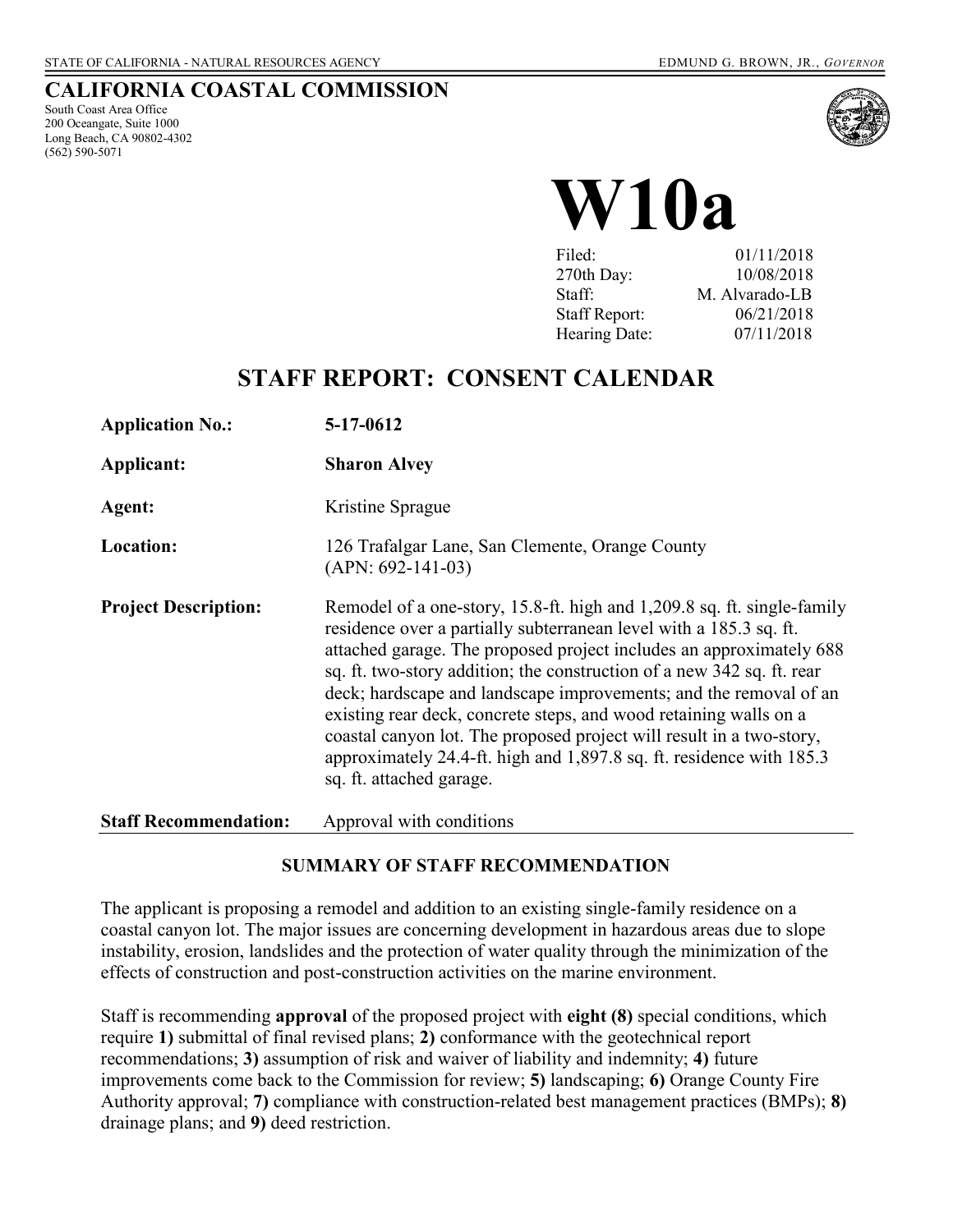STATE OF CALIFORNIA - NATURAL RESOURCES AGENCY

EDMUND G. BROWN, JR., *GOVERNOR*

# CALIFORNIA COASTAL COMMISSION

South Coast Area Office
200 Oceangate, Suite 1000
Long Beach, CA 90802-4302
(562) 590-5071

# W10a

| | |
|---|---|
| Filed: | 01/11/2018 |
| 270th Day: | 10/08/2018 |
| Staff: | M. Alvarado-LB |
| Staff Report: | 06/21/2018 |
| Hearing Date: | 07/11/2018 |

## STAFF REPORT: CONSENT CALENDAR

| | |
|---|---|
| **Application No.:** | **5-17-0612** |
| **Applicant:** | **Sharon Alvey** |
| **Agent:** | Kristine Sprague |
| **Location:** | 126 Trafalgar Lane, San Clemente, Orange County (APN: 692-141-03) |
| **Project Description:** | Remodel of a one-story, 15.8-ft. high and 1,209.8 sq. ft. single-family residence over a partially subterranean level with a 185.3 sq. ft. attached garage. The proposed project includes an approximately 688 sq. ft. two-story addition; the construction of a new 342 sq. ft. rear deck; hardscape and landscape improvements; and the removal of an existing rear deck, concrete steps, and wood retaining walls on a coastal canyon lot. The proposed project will result in a two-story, approximately 24.4-ft. high and 1,897.8 sq. ft. residence with 185.3 sq. ft. attached garage. |
| **Staff Recommendation:** | Approval with conditions |

### SUMMARY OF STAFF RECOMMENDATION

The applicant is proposing a remodel and addition to an existing single-family residence on a coastal canyon lot. The major issues are concerning development in hazardous areas due to slope instability, erosion, landslides and the protection of water quality through the minimization of the effects of construction and post-construction activities on the marine environment.

Staff is recommending **approval** of the proposed project with **eight (8)** special conditions, which require **1)** submittal of final revised plans; **2)** conformance with the geotechnical report recommendations; **3)** assumption of risk and waiver of liability and indemnity; **4)** future improvements come back to the Commission for review; **5)** landscaping; **6)** Orange County Fire Authority approval; **7)** compliance with construction-related best management practices (BMPs); **8)** drainage plans; and **9)** deed restriction.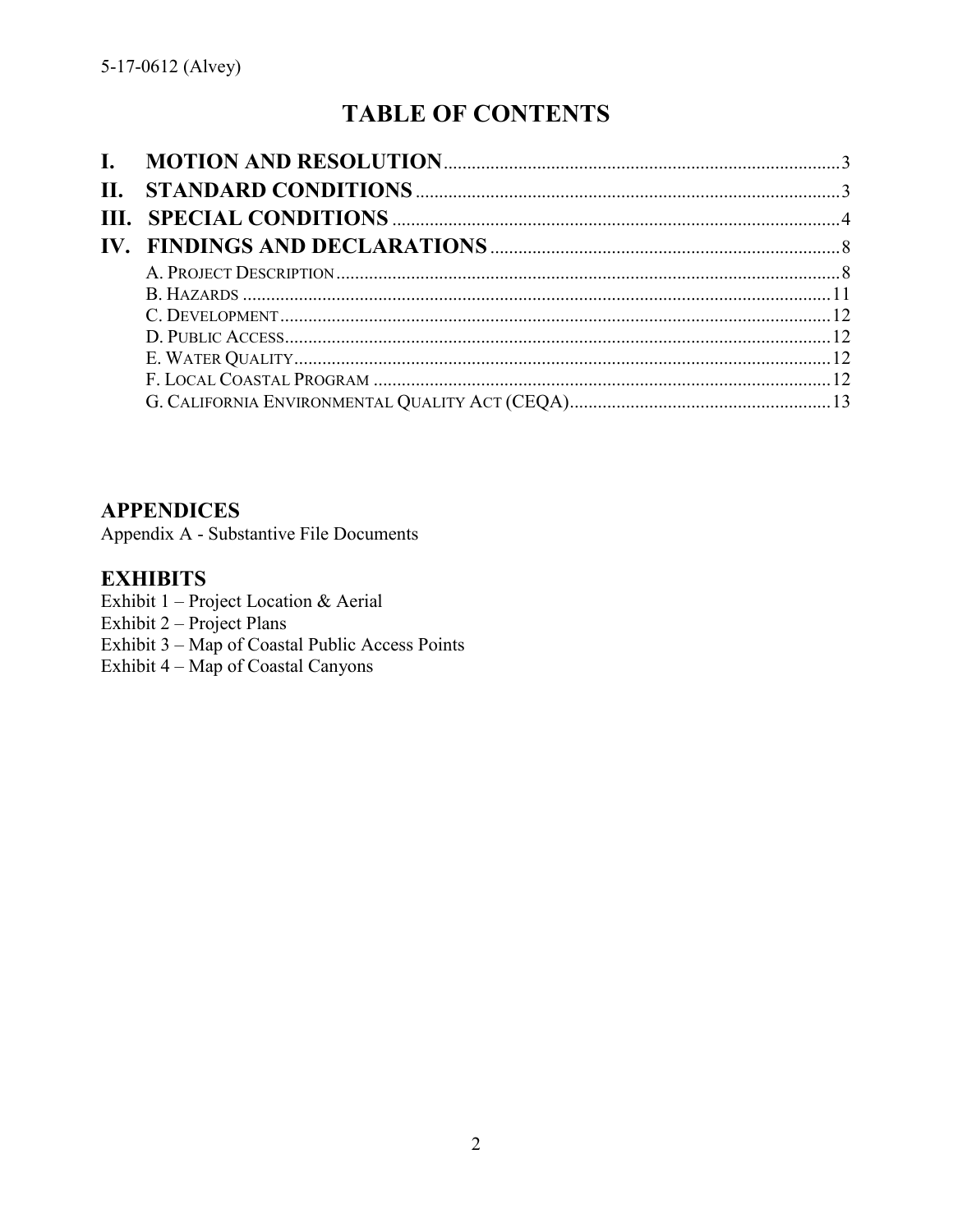# TABLE OF CONTENTS

- **I. MOTION AND RESOLUTION** ........ 3
- **II. STANDARD CONDITIONS** ........ 3
- **III. SPECIAL CONDITIONS** ........ 4
- **IV. FINDINGS AND DECLARATIONS** ........ 8
  - A. Project Description ........ 8
  - B. Hazards ........ 11
  - C. Development ........ 12
  - D. Public Access ........ 12
  - E. Water Quality ........ 12
  - F. Local Coastal Program ........ 12
  - G. California Environmental Quality Act (CEQA) ........ 13

## APPENDICES

Appendix A - Substantive File Documents

## EXHIBITS

Exhibit 1 – Project Location & Aerial
Exhibit 2 – Project Plans
Exhibit 3 – Map of Coastal Public Access Points
Exhibit 4 – Map of Coastal Canyons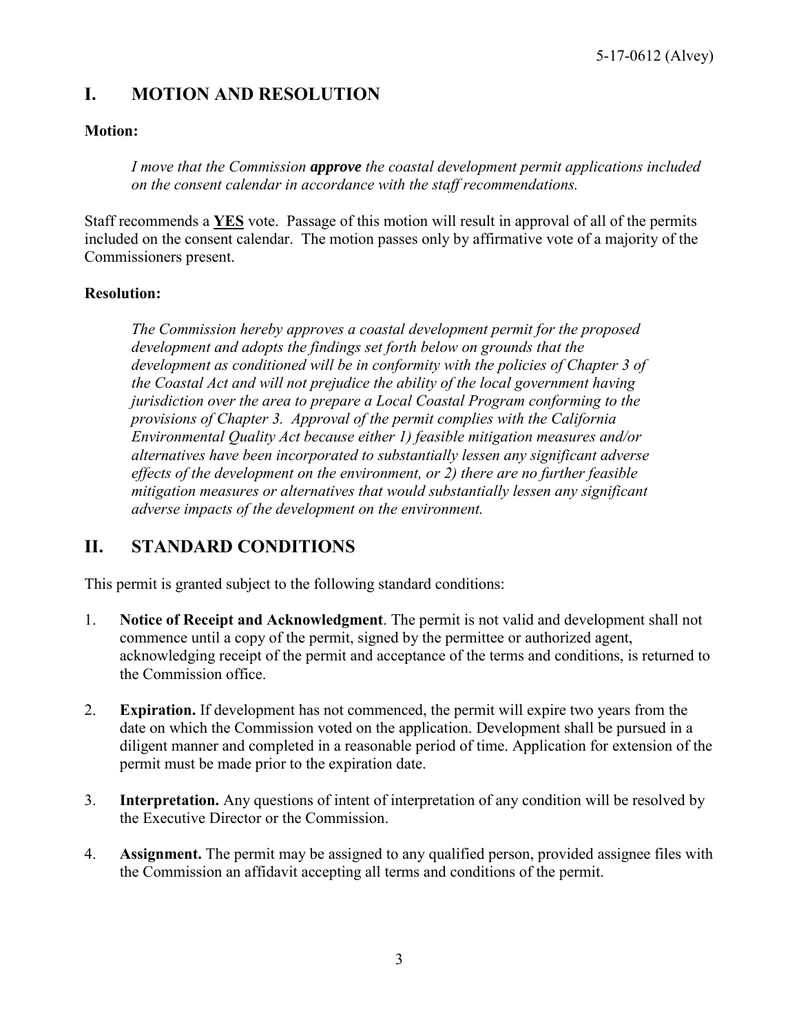## I. MOTION AND RESOLUTION

**Motion:**

> *I move that the Commission **approve** the coastal development permit applications included on the consent calendar in accordance with the staff recommendations.*

Staff recommends a **YES** vote. Passage of this motion will result in approval of all of the permits included on the consent calendar. The motion passes only by affirmative vote of a majority of the Commissioners present.

**Resolution:**

> *The Commission hereby approves a coastal development permit for the proposed development and adopts the findings set forth below on grounds that the development as conditioned will be in conformity with the policies of Chapter 3 of the Coastal Act and will not prejudice the ability of the local government having jurisdiction over the area to prepare a Local Coastal Program conforming to the provisions of Chapter 3. Approval of the permit complies with the California Environmental Quality Act because either 1) feasible mitigation measures and/or alternatives have been incorporated to substantially lessen any significant adverse effects of the development on the environment, or 2) there are no further feasible mitigation measures or alternatives that would substantially lessen any significant adverse impacts of the development on the environment.*

## II. STANDARD CONDITIONS

This permit is granted subject to the following standard conditions:

1. **Notice of Receipt and Acknowledgment**. The permit is not valid and development shall not commence until a copy of the permit, signed by the permittee or authorized agent, acknowledging receipt of the permit and acceptance of the terms and conditions, is returned to the Commission office.

2. **Expiration.** If development has not commenced, the permit will expire two years from the date on which the Commission voted on the application. Development shall be pursued in a diligent manner and completed in a reasonable period of time. Application for extension of the permit must be made prior to the expiration date.

3. **Interpretation.** Any questions of intent of interpretation of any condition will be resolved by the Executive Director or the Commission.

4. **Assignment.** The permit may be assigned to any qualified person, provided assignee files with the Commission an affidavit accepting all terms and conditions of the permit.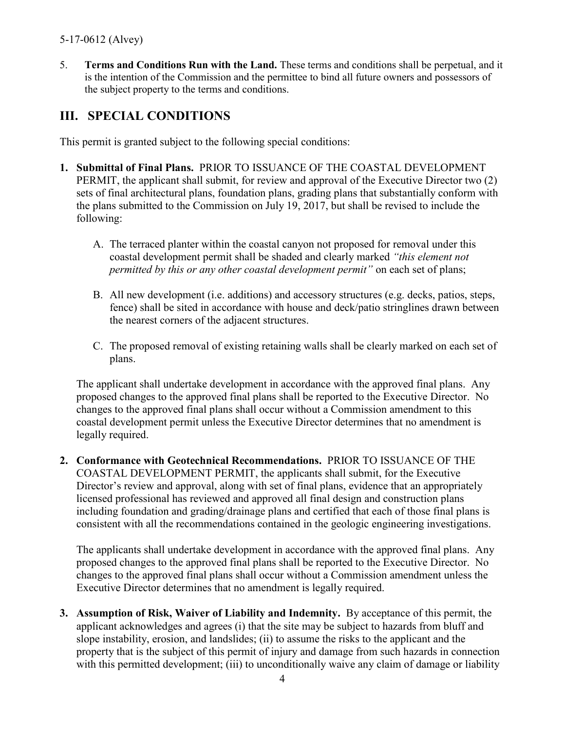5. **Terms and Conditions Run with the Land.** These terms and conditions shall be perpetual, and it is the intention of the Commission and the permittee to bind all future owners and possessors of the subject property to the terms and conditions.

## III. SPECIAL CONDITIONS

This permit is granted subject to the following special conditions:

1. **Submittal of Final Plans.** PRIOR TO ISSUANCE OF THE COASTAL DEVELOPMENT PERMIT, the applicant shall submit, for review and approval of the Executive Director two (2) sets of final architectural plans, foundation plans, grading plans that substantially conform with the plans submitted to the Commission on July 19, 2017, but shall be revised to include the following:

   A. The terraced planter within the coastal canyon not proposed for removal under this coastal development permit shall be shaded and clearly marked *"this element not permitted by this or any other coastal development permit"* on each set of plans;

   B. All new development (i.e. additions) and accessory structures (e.g. decks, patios, steps, fence) shall be sited in accordance with house and deck/patio stringlines drawn between the nearest corners of the adjacent structures.

   C. The proposed removal of existing retaining walls shall be clearly marked on each set of plans.

   The applicant shall undertake development in accordance with the approved final plans. Any proposed changes to the approved final plans shall be reported to the Executive Director. No changes to the approved final plans shall occur without a Commission amendment to this coastal development permit unless the Executive Director determines that no amendment is legally required.

2. **Conformance with Geotechnical Recommendations.** PRIOR TO ISSUANCE OF THE COASTAL DEVELOPMENT PERMIT, the applicants shall submit, for the Executive Director's review and approval, along with set of final plans, evidence that an appropriately licensed professional has reviewed and approved all final design and construction plans including foundation and grading/drainage plans and certified that each of those final plans is consistent with all the recommendations contained in the geologic engineering investigations.

   The applicants shall undertake development in accordance with the approved final plans. Any proposed changes to the approved final plans shall be reported to the Executive Director. No changes to the approved final plans shall occur without a Commission amendment unless the Executive Director determines that no amendment is legally required.

3. **Assumption of Risk, Waiver of Liability and Indemnity.** By acceptance of this permit, the applicant acknowledges and agrees (i) that the site may be subject to hazards from bluff and slope instability, erosion, and landslides; (ii) to assume the risks to the applicant and the property that is the subject of this permit of injury and damage from such hazards in connection with this permitted development; (iii) to unconditionally waive any claim of damage or liability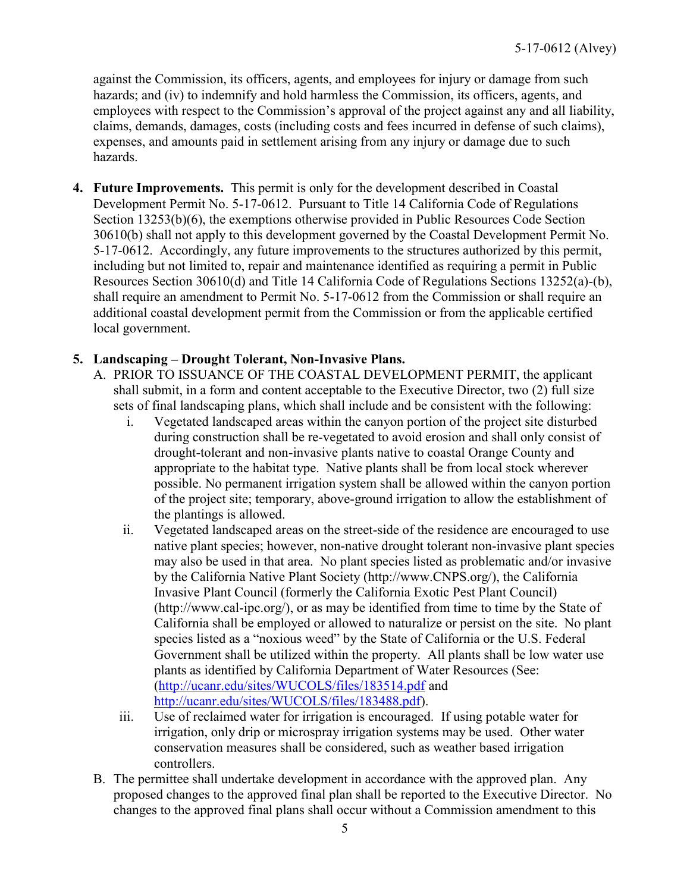against the Commission, its officers, agents, and employees for injury or damage from such hazards; and (iv) to indemnify and hold harmless the Commission, its officers, agents, and employees with respect to the Commission's approval of the project against any and all liability, claims, demands, damages, costs (including costs and fees incurred in defense of such claims), expenses, and amounts paid in settlement arising from any injury or damage due to such hazards.

4. **Future Improvements.** This permit is only for the development described in Coastal Development Permit No. 5-17-0612. Pursuant to Title 14 California Code of Regulations Section 13253(b)(6), the exemptions otherwise provided in Public Resources Code Section 30610(b) shall not apply to this development governed by the Coastal Development Permit No. 5-17-0612. Accordingly, any future improvements to the structures authorized by this permit, including but not limited to, repair and maintenance identified as requiring a permit in Public Resources Section 30610(d) and Title 14 California Code of Regulations Sections 13252(a)-(b), shall require an amendment to Permit No. 5-17-0612 from the Commission or shall require an additional coastal development permit from the Commission or from the applicable certified local government.

5. **Landscaping – Drought Tolerant, Non-Invasive Plans.**
   A. PRIOR TO ISSUANCE OF THE COASTAL DEVELOPMENT PERMIT, the applicant shall submit, in a form and content acceptable to the Executive Director, two (2) full size sets of final landscaping plans, which shall include and be consistent with the following:
      i. Vegetated landscaped areas within the canyon portion of the project site disturbed during construction shall be re-vegetated to avoid erosion and shall only consist of drought-tolerant and non-invasive plants native to coastal Orange County and appropriate to the habitat type. Native plants shall be from local stock wherever possible. No permanent irrigation system shall be allowed within the canyon portion of the project site; temporary, above-ground irrigation to allow the establishment of the plantings is allowed.
      ii. Vegetated landscaped areas on the street-side of the residence are encouraged to use native plant species; however, non-native drought tolerant non-invasive plant species may also be used in that area. No plant species listed as problematic and/or invasive by the California Native Plant Society (http://www.CNPS.org/), the California Invasive Plant Council (formerly the California Exotic Pest Plant Council) (http://www.cal-ipc.org/), or as may be identified from time to time by the State of California shall be employed or allowed to naturalize or persist on the site. No plant species listed as a "noxious weed" by the State of California or the U.S. Federal Government shall be utilized within the property. All plants shall be low water use plants as identified by California Department of Water Resources (See: (http://ucanr.edu/sites/WUCOLS/files/183514.pdf and http://ucanr.edu/sites/WUCOLS/files/183488.pdf).
      iii. Use of reclaimed water for irrigation is encouraged. If using potable water for irrigation, only drip or microspray irrigation systems may be used. Other water conservation measures shall be considered, such as weather based irrigation controllers.

   B. The permittee shall undertake development in accordance with the approved plan. Any proposed changes to the approved final plan shall be reported to the Executive Director. No changes to the approved final plans shall occur without a Commission amendment to this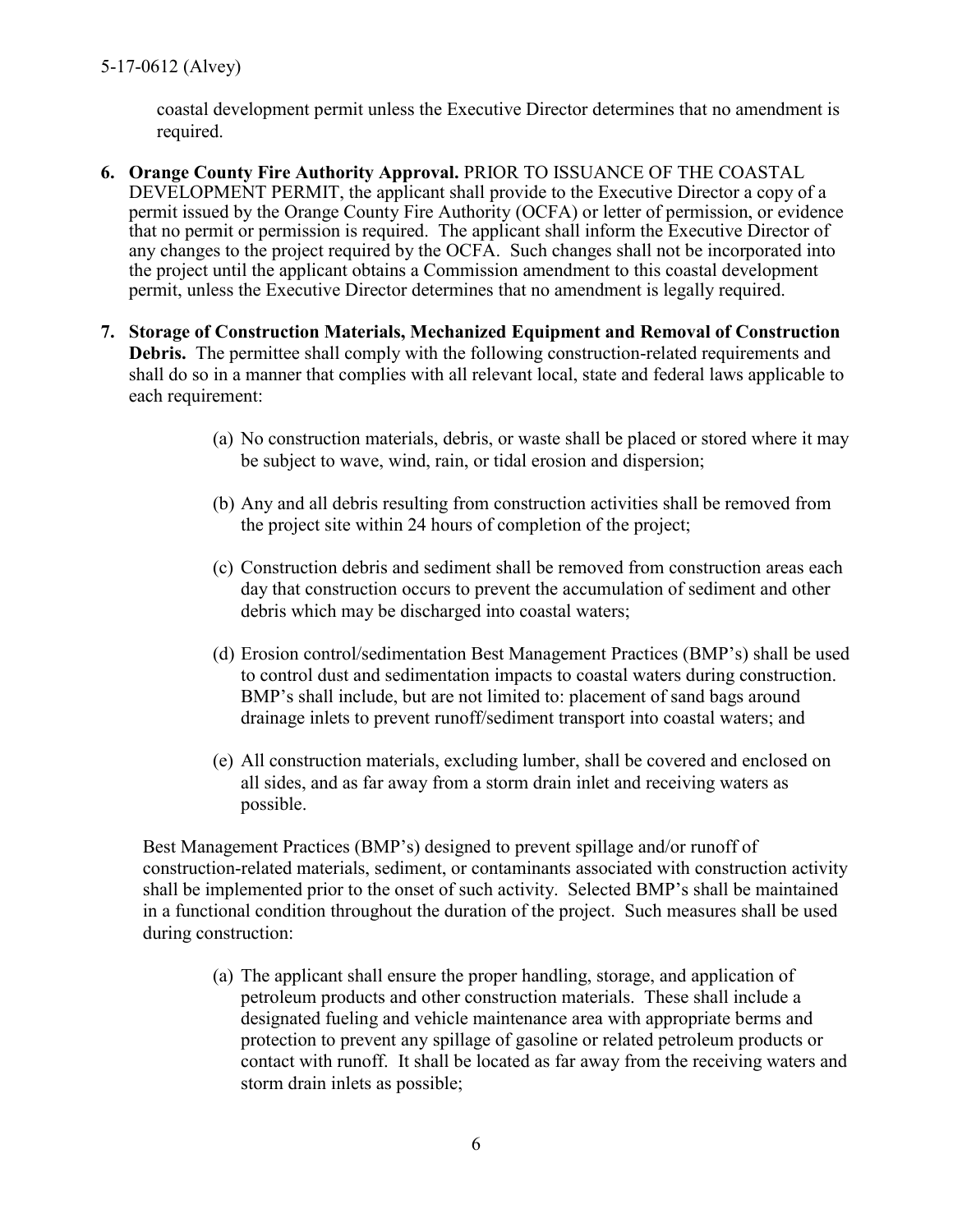coastal development permit unless the Executive Director determines that no amendment is required.

6. **Orange County Fire Authority Approval.** PRIOR TO ISSUANCE OF THE COASTAL DEVELOPMENT PERMIT, the applicant shall provide to the Executive Director a copy of a permit issued by the Orange County Fire Authority (OCFA) or letter of permission, or evidence that no permit or permission is required. The applicant shall inform the Executive Director of any changes to the project required by the OCFA. Such changes shall not be incorporated into the project until the applicant obtains a Commission amendment to this coastal development permit, unless the Executive Director determines that no amendment is legally required.

7. **Storage of Construction Materials, Mechanized Equipment and Removal of Construction Debris.** The permittee shall comply with the following construction-related requirements and shall do so in a manner that complies with all relevant local, state and federal laws applicable to each requirement:

   (a) No construction materials, debris, or waste shall be placed or stored where it may be subject to wave, wind, rain, or tidal erosion and dispersion;

   (b) Any and all debris resulting from construction activities shall be removed from the project site within 24 hours of completion of the project;

   (c) Construction debris and sediment shall be removed from construction areas each day that construction occurs to prevent the accumulation of sediment and other debris which may be discharged into coastal waters;

   (d) Erosion control/sedimentation Best Management Practices (BMP's) shall be used to control dust and sedimentation impacts to coastal waters during construction. BMP's shall include, but are not limited to: placement of sand bags around drainage inlets to prevent runoff/sediment transport into coastal waters; and

   (e) All construction materials, excluding lumber, shall be covered and enclosed on all sides, and as far away from a storm drain inlet and receiving waters as possible.

   Best Management Practices (BMP's) designed to prevent spillage and/or runoff of construction-related materials, sediment, or contaminants associated with construction activity shall be implemented prior to the onset of such activity. Selected BMP's shall be maintained in a functional condition throughout the duration of the project. Such measures shall be used during construction:

   (a) The applicant shall ensure the proper handling, storage, and application of petroleum products and other construction materials. These shall include a designated fueling and vehicle maintenance area with appropriate berms and protection to prevent any spillage of gasoline or related petroleum products or contact with runoff. It shall be located as far away from the receiving waters and storm drain inlets as possible;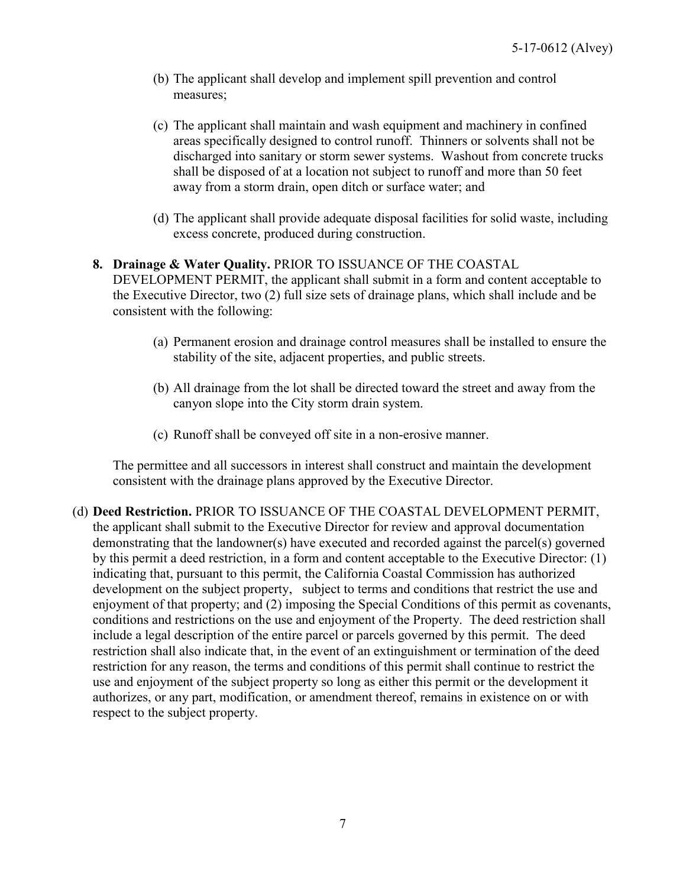(b) The applicant shall develop and implement spill prevention and control measures;

(c) The applicant shall maintain and wash equipment and machinery in confined areas specifically designed to control runoff. Thinners or solvents shall not be discharged into sanitary or storm sewer systems. Washout from concrete trucks shall be disposed of at a location not subject to runoff and more than 50 feet away from a storm drain, open ditch or surface water; and

(d) The applicant shall provide adequate disposal facilities for solid waste, including excess concrete, produced during construction.

8. **Drainage & Water Quality.** PRIOR TO ISSUANCE OF THE COASTAL DEVELOPMENT PERMIT, the applicant shall submit in a form and content acceptable to the Executive Director, two (2) full size sets of drainage plans, which shall include and be consistent with the following:

    (a) Permanent erosion and drainage control measures shall be installed to ensure the stability of the site, adjacent properties, and public streets.

    (b) All drainage from the lot shall be directed toward the street and away from the canyon slope into the City storm drain system.

    (c) Runoff shall be conveyed off site in a non-erosive manner.

    The permittee and all successors in interest shall construct and maintain the development consistent with the drainage plans approved by the Executive Director.

(d) **Deed Restriction.** PRIOR TO ISSUANCE OF THE COASTAL DEVELOPMENT PERMIT, the applicant shall submit to the Executive Director for review and approval documentation demonstrating that the landowner(s) have executed and recorded against the parcel(s) governed by this permit a deed restriction, in a form and content acceptable to the Executive Director: (1) indicating that, pursuant to this permit, the California Coastal Commission has authorized development on the subject property, subject to terms and conditions that restrict the use and enjoyment of that property; and (2) imposing the Special Conditions of this permit as covenants, conditions and restrictions on the use and enjoyment of the Property. The deed restriction shall include a legal description of the entire parcel or parcels governed by this permit. The deed restriction shall also indicate that, in the event of an extinguishment or termination of the deed restriction for any reason, the terms and conditions of this permit shall continue to restrict the use and enjoyment of the subject property so long as either this permit or the development it authorizes, or any part, modification, or amendment thereof, remains in existence on or with respect to the subject property.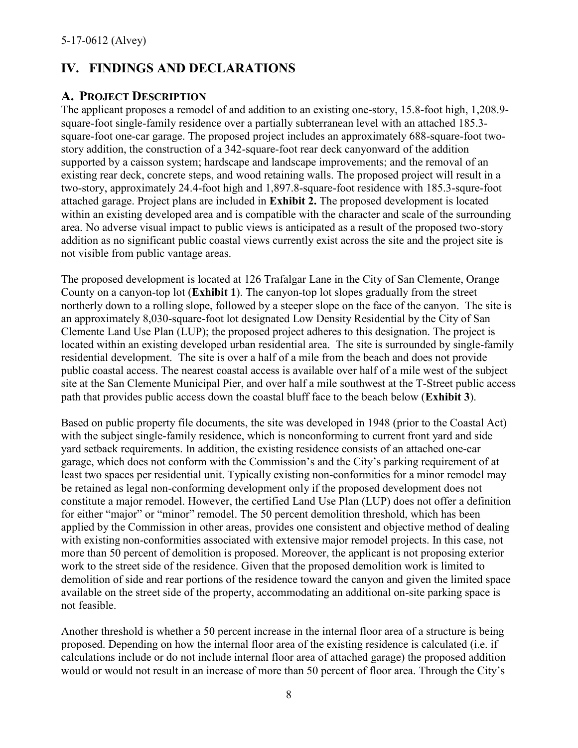## IV. FINDINGS AND DECLARATIONS

### A. PROJECT DESCRIPTION

The applicant proposes a remodel of and addition to an existing one-story, 15.8-foot high, 1,208.9-square-foot single-family residence over a partially subterranean level with an attached 185.3-square-foot one-car garage. The proposed project includes an approximately 688-square-foot two-story addition, the construction of a 342-square-foot rear deck canyonward of the addition supported by a caisson system; hardscape and landscape improvements; and the removal of an existing rear deck, concrete steps, and wood retaining walls. The proposed project will result in a two-story, approximately 24.4-foot high and 1,897.8-square-foot residence with 185.3-squre-foot attached garage. Project plans are included in **Exhibit 2.** The proposed development is located within an existing developed area and is compatible with the character and scale of the surrounding area. No adverse visual impact to public views is anticipated as a result of the proposed two-story addition as no significant public coastal views currently exist across the site and the project site is not visible from public vantage areas.

The proposed development is located at 126 Trafalgar Lane in the City of San Clemente, Orange County on a canyon-top lot (**Exhibit 1**). The canyon-top lot slopes gradually from the street northerly down to a rolling slope, followed by a steeper slope on the face of the canyon. The site is an approximately 8,030-square-foot lot designated Low Density Residential by the City of San Clemente Land Use Plan (LUP); the proposed project adheres to this designation. The project is located within an existing developed urban residential area. The site is surrounded by single-family residential development. The site is over a half of a mile from the beach and does not provide public coastal access. The nearest coastal access is available over half of a mile west of the subject site at the San Clemente Municipal Pier, and over half a mile southwest at the T-Street public access path that provides public access down the coastal bluff face to the beach below (**Exhibit 3**).

Based on public property file documents, the site was developed in 1948 (prior to the Coastal Act) with the subject single-family residence, which is nonconforming to current front yard and side yard setback requirements. In addition, the existing residence consists of an attached one-car garage, which does not conform with the Commission's and the City's parking requirement of at least two spaces per residential unit. Typically existing non-conformities for a minor remodel may be retained as legal non-conforming development only if the proposed development does not constitute a major remodel. However, the certified Land Use Plan (LUP) does not offer a definition for either "major" or "minor" remodel. The 50 percent demolition threshold, which has been applied by the Commission in other areas, provides one consistent and objective method of dealing with existing non-conformities associated with extensive major remodel projects. In this case, not more than 50 percent of demolition is proposed. Moreover, the applicant is not proposing exterior work to the street side of the residence. Given that the proposed demolition work is limited to demolition of side and rear portions of the residence toward the canyon and given the limited space available on the street side of the property, accommodating an additional on-site parking space is not feasible.

Another threshold is whether a 50 percent increase in the internal floor area of a structure is being proposed. Depending on how the internal floor area of the existing residence is calculated (i.e. if calculations include or do not include internal floor area of attached garage) the proposed addition would or would not result in an increase of more than 50 percent of floor area. Through the City's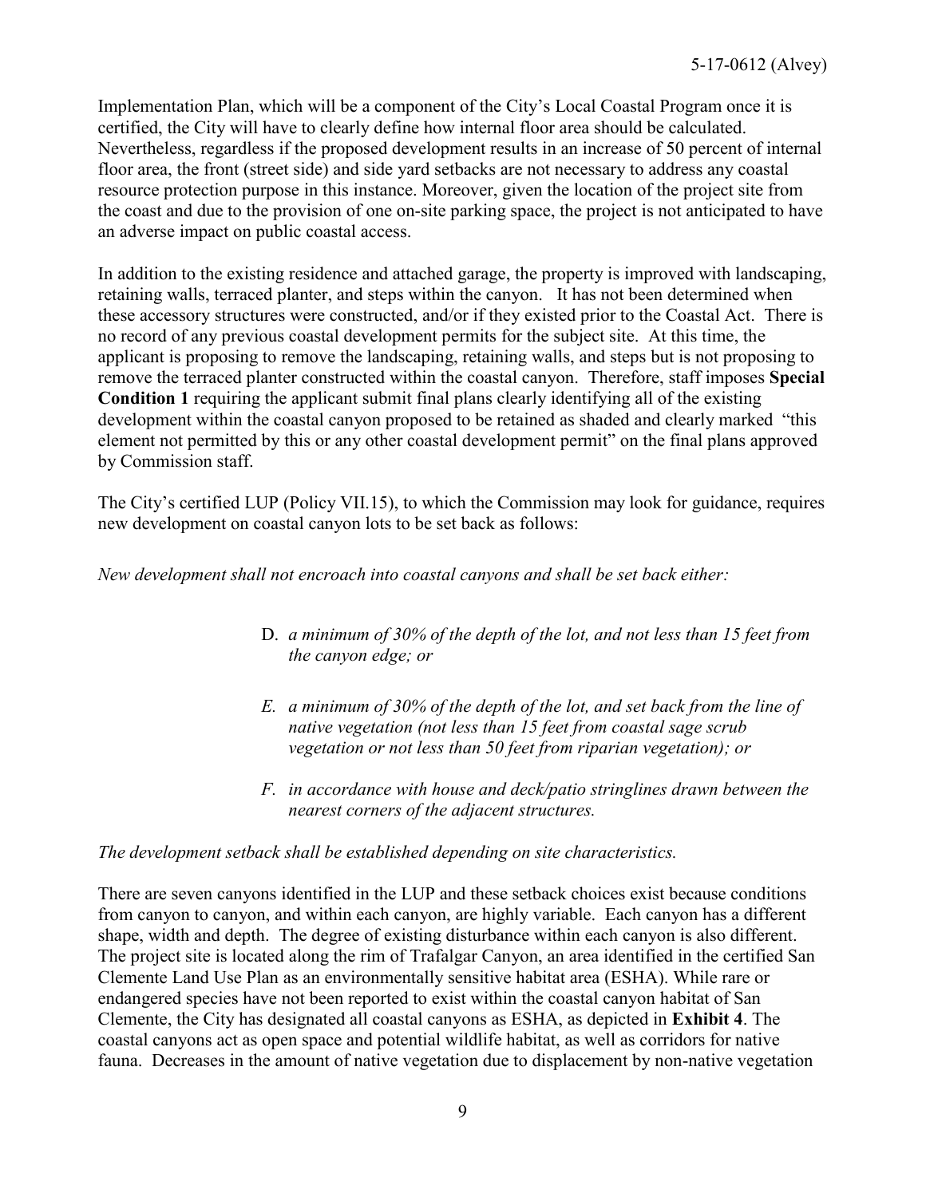Implementation Plan, which will be a component of the City's Local Coastal Program once it is certified, the City will have to clearly define how internal floor area should be calculated. Nevertheless, regardless if the proposed development results in an increase of 50 percent of internal floor area, the front (street side) and side yard setbacks are not necessary to address any coastal resource protection purpose in this instance. Moreover, given the location of the project site from the coast and due to the provision of one on-site parking space, the project is not anticipated to have an adverse impact on public coastal access.

In addition to the existing residence and attached garage, the property is improved with landscaping, retaining walls, terraced planter, and steps within the canyon. It has not been determined when these accessory structures were constructed, and/or if they existed prior to the Coastal Act. There is no record of any previous coastal development permits for the subject site. At this time, the applicant is proposing to remove the landscaping, retaining walls, and steps but is not proposing to remove the terraced planter constructed within the coastal canyon. Therefore, staff imposes **Special Condition 1** requiring the applicant submit final plans clearly identifying all of the existing development within the coastal canyon proposed to be retained as shaded and clearly marked "this element not permitted by this or any other coastal development permit" on the final plans approved by Commission staff.

The City's certified LUP (Policy VII.15), to which the Commission may look for guidance, requires new development on coastal canyon lots to be set back as follows:

*New development shall not encroach into coastal canyons and shall be set back either:*

D. *a minimum of 30% of the depth of the lot, and not less than 15 feet from the canyon edge; or*

E. *a minimum of 30% of the depth of the lot, and set back from the line of native vegetation (not less than 15 feet from coastal sage scrub vegetation or not less than 50 feet from riparian vegetation); or*

F. *in accordance with house and deck/patio stringlines drawn between the nearest corners of the adjacent structures.*

*The development setback shall be established depending on site characteristics.*

There are seven canyons identified in the LUP and these setback choices exist because conditions from canyon to canyon, and within each canyon, are highly variable. Each canyon has a different shape, width and depth. The degree of existing disturbance within each canyon is also different. The project site is located along the rim of Trafalgar Canyon, an area identified in the certified San Clemente Land Use Plan as an environmentally sensitive habitat area (ESHA). While rare or endangered species have not been reported to exist within the coastal canyon habitat of San Clemente, the City has designated all coastal canyons as ESHA, as depicted in **Exhibit 4**. The coastal canyons act as open space and potential wildlife habitat, as well as corridors for native fauna. Decreases in the amount of native vegetation due to displacement by non-native vegetation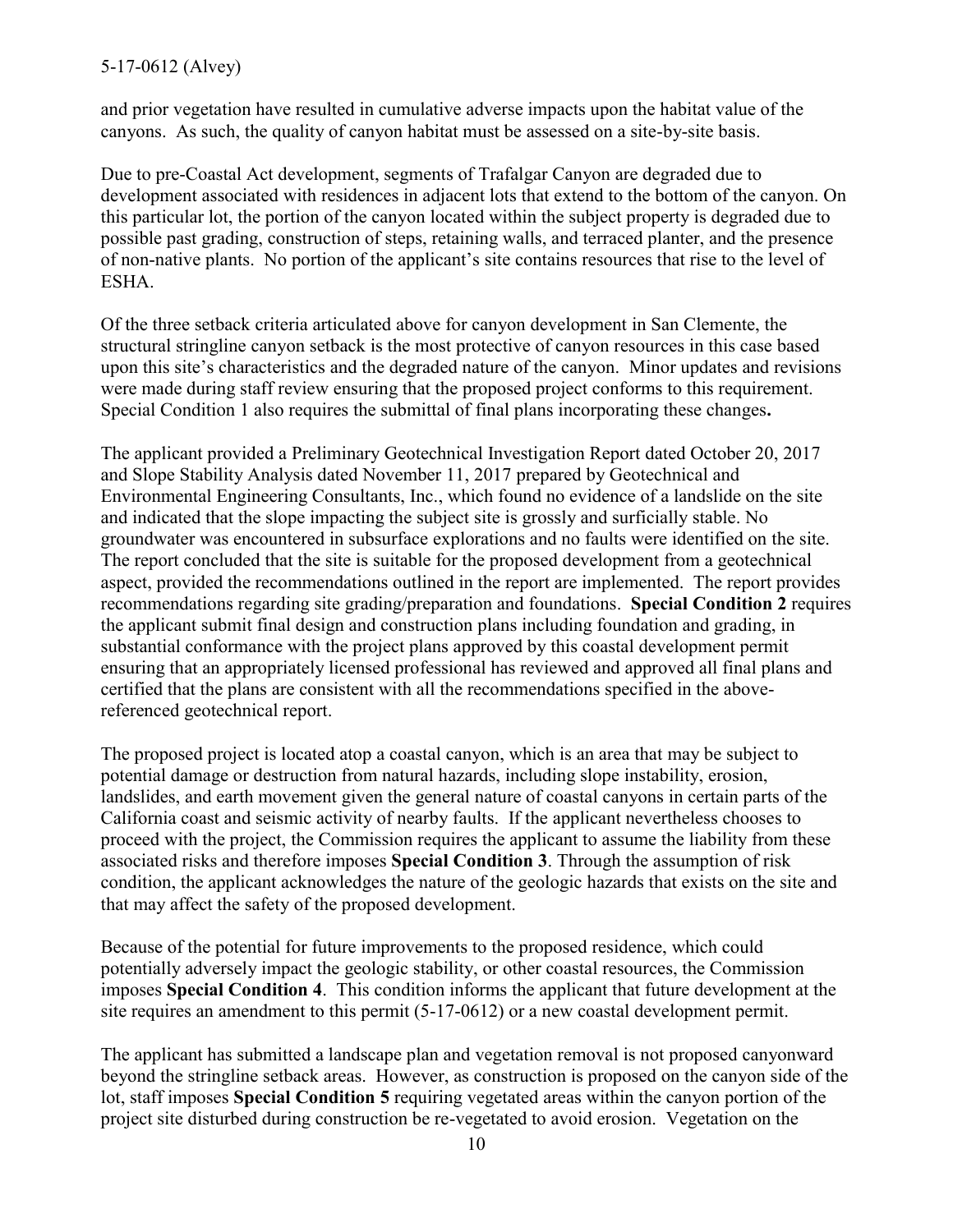and prior vegetation have resulted in cumulative adverse impacts upon the habitat value of the canyons. As such, the quality of canyon habitat must be assessed on a site-by-site basis.

Due to pre-Coastal Act development, segments of Trafalgar Canyon are degraded due to development associated with residences in adjacent lots that extend to the bottom of the canyon. On this particular lot, the portion of the canyon located within the subject property is degraded due to possible past grading, construction of steps, retaining walls, and terraced planter, and the presence of non-native plants. No portion of the applicant's site contains resources that rise to the level of ESHA.

Of the three setback criteria articulated above for canyon development in San Clemente, the structural stringline canyon setback is the most protective of canyon resources in this case based upon this site's characteristics and the degraded nature of the canyon. Minor updates and revisions were made during staff review ensuring that the proposed project conforms to this requirement. Special Condition 1 also requires the submittal of final plans incorporating these changes**.**

The applicant provided a Preliminary Geotechnical Investigation Report dated October 20, 2017 and Slope Stability Analysis dated November 11, 2017 prepared by Geotechnical and Environmental Engineering Consultants, Inc., which found no evidence of a landslide on the site and indicated that the slope impacting the subject site is grossly and surficially stable. No groundwater was encountered in subsurface explorations and no faults were identified on the site. The report concluded that the site is suitable for the proposed development from a geotechnical aspect, provided the recommendations outlined in the report are implemented. The report provides recommendations regarding site grading/preparation and foundations. **Special Condition 2** requires the applicant submit final design and construction plans including foundation and grading, in substantial conformance with the project plans approved by this coastal development permit ensuring that an appropriately licensed professional has reviewed and approved all final plans and certified that the plans are consistent with all the recommendations specified in the above-referenced geotechnical report.

The proposed project is located atop a coastal canyon, which is an area that may be subject to potential damage or destruction from natural hazards, including slope instability, erosion, landslides, and earth movement given the general nature of coastal canyons in certain parts of the California coast and seismic activity of nearby faults. If the applicant nevertheless chooses to proceed with the project, the Commission requires the applicant to assume the liability from these associated risks and therefore imposes **Special Condition 3**. Through the assumption of risk condition, the applicant acknowledges the nature of the geologic hazards that exists on the site and that may affect the safety of the proposed development.

Because of the potential for future improvements to the proposed residence, which could potentially adversely impact the geologic stability, or other coastal resources, the Commission imposes **Special Condition 4**. This condition informs the applicant that future development at the site requires an amendment to this permit (5-17-0612) or a new coastal development permit.

The applicant has submitted a landscape plan and vegetation removal is not proposed canyonward beyond the stringline setback areas. However, as construction is proposed on the canyon side of the lot, staff imposes **Special Condition 5** requiring vegetated areas within the canyon portion of the project site disturbed during construction be re-vegetated to avoid erosion. Vegetation on the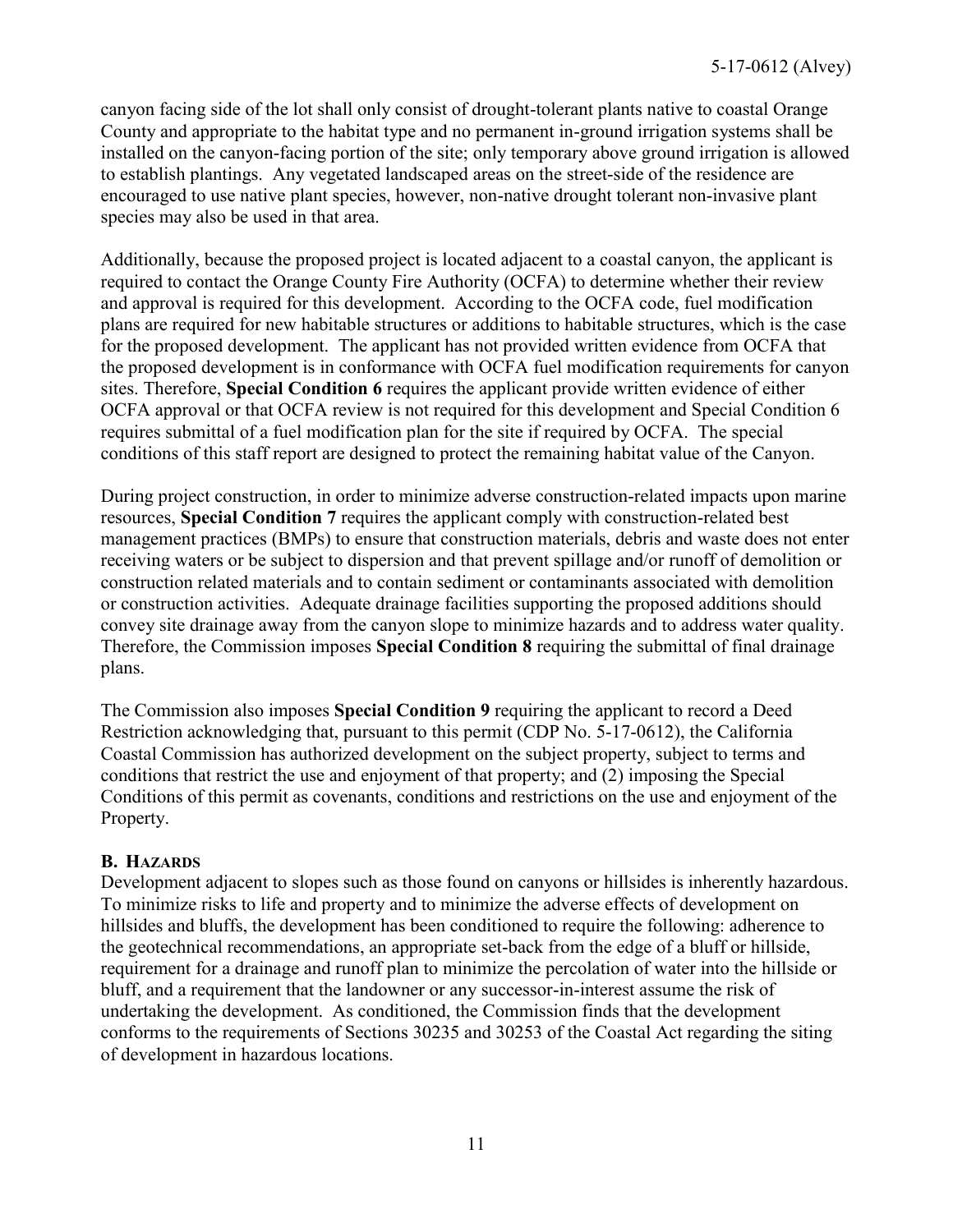canyon facing side of the lot shall only consist of drought-tolerant plants native to coastal Orange County and appropriate to the habitat type and no permanent in-ground irrigation systems shall be installed on the canyon-facing portion of the site; only temporary above ground irrigation is allowed to establish plantings. Any vegetated landscaped areas on the street-side of the residence are encouraged to use native plant species, however, non-native drought tolerant non-invasive plant species may also be used in that area.

Additionally, because the proposed project is located adjacent to a coastal canyon, the applicant is required to contact the Orange County Fire Authority (OCFA) to determine whether their review and approval is required for this development. According to the OCFA code, fuel modification plans are required for new habitable structures or additions to habitable structures, which is the case for the proposed development. The applicant has not provided written evidence from OCFA that the proposed development is in conformance with OCFA fuel modification requirements for canyon sites. Therefore, **Special Condition 6** requires the applicant provide written evidence of either OCFA approval or that OCFA review is not required for this development and Special Condition 6 requires submittal of a fuel modification plan for the site if required by OCFA. The special conditions of this staff report are designed to protect the remaining habitat value of the Canyon.

During project construction, in order to minimize adverse construction-related impacts upon marine resources, **Special Condition 7** requires the applicant comply with construction-related best management practices (BMPs) to ensure that construction materials, debris and waste does not enter receiving waters or be subject to dispersion and that prevent spillage and/or runoff of demolition or construction related materials and to contain sediment or contaminants associated with demolition or construction activities. Adequate drainage facilities supporting the proposed additions should convey site drainage away from the canyon slope to minimize hazards and to address water quality. Therefore, the Commission imposes **Special Condition 8** requiring the submittal of final drainage plans.

The Commission also imposes **Special Condition 9** requiring the applicant to record a Deed Restriction acknowledging that, pursuant to this permit (CDP No. 5-17-0612), the California Coastal Commission has authorized development on the subject property, subject to terms and conditions that restrict the use and enjoyment of that property; and (2) imposing the Special Conditions of this permit as covenants, conditions and restrictions on the use and enjoyment of the Property.

### B. Hazards

Development adjacent to slopes such as those found on canyons or hillsides is inherently hazardous. To minimize risks to life and property and to minimize the adverse effects of development on hillsides and bluffs, the development has been conditioned to require the following: adherence to the geotechnical recommendations, an appropriate set-back from the edge of a bluff or hillside, requirement for a drainage and runoff plan to minimize the percolation of water into the hillside or bluff, and a requirement that the landowner or any successor-in-interest assume the risk of undertaking the development. As conditioned, the Commission finds that the development conforms to the requirements of Sections 30235 and 30253 of the Coastal Act regarding the siting of development in hazardous locations.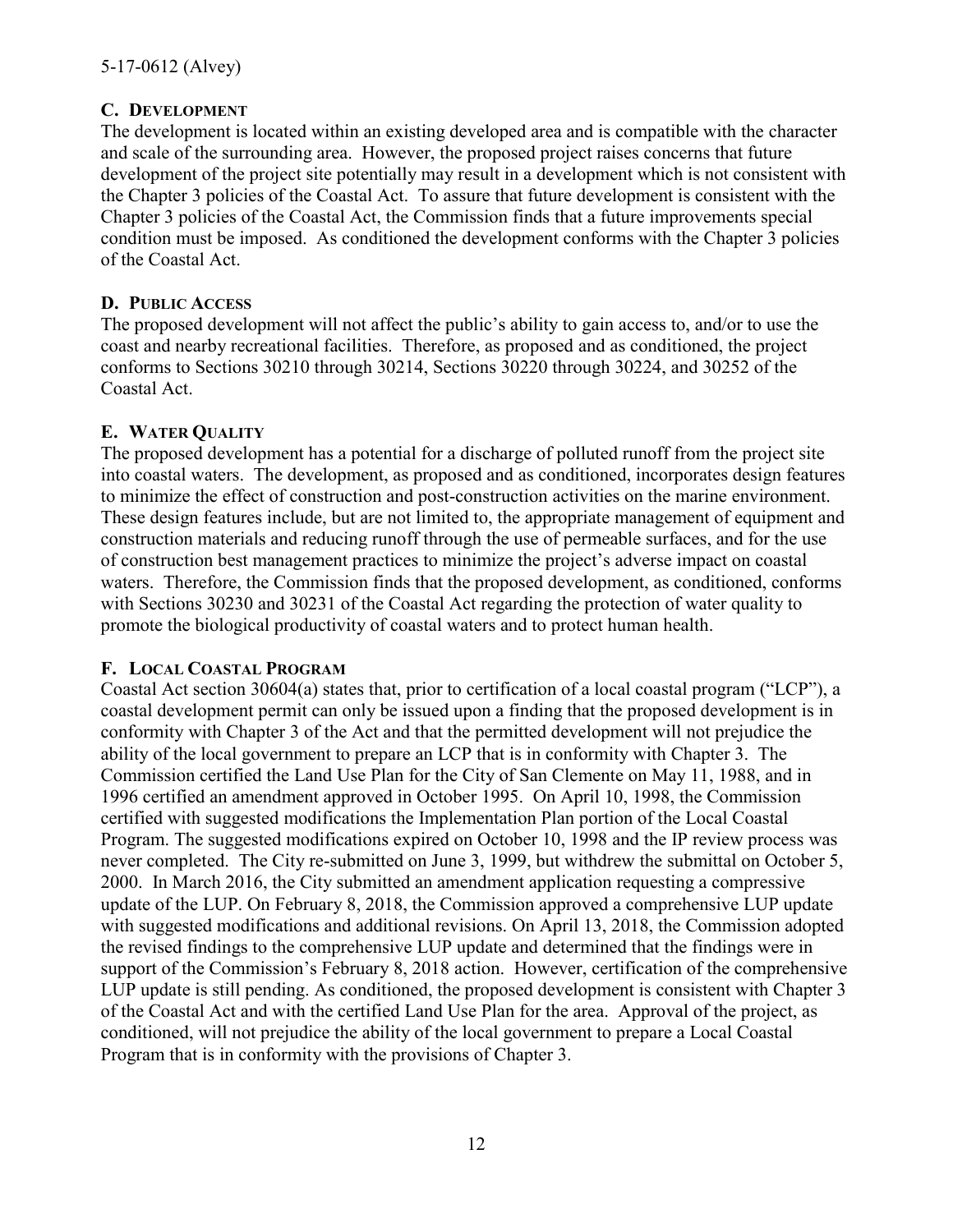### C. Development

The development is located within an existing developed area and is compatible with the character and scale of the surrounding area. However, the proposed project raises concerns that future development of the project site potentially may result in a development which is not consistent with the Chapter 3 policies of the Coastal Act. To assure that future development is consistent with the Chapter 3 policies of the Coastal Act, the Commission finds that a future improvements special condition must be imposed. As conditioned the development conforms with the Chapter 3 policies of the Coastal Act.

### D. Public Access

The proposed development will not affect the public's ability to gain access to, and/or to use the coast and nearby recreational facilities. Therefore, as proposed and as conditioned, the project conforms to Sections 30210 through 30214, Sections 30220 through 30224, and 30252 of the Coastal Act.

### E. Water Quality

The proposed development has a potential for a discharge of polluted runoff from the project site into coastal waters. The development, as proposed and as conditioned, incorporates design features to minimize the effect of construction and post-construction activities on the marine environment. These design features include, but are not limited to, the appropriate management of equipment and construction materials and reducing runoff through the use of permeable surfaces, and for the use of construction best management practices to minimize the project's adverse impact on coastal waters. Therefore, the Commission finds that the proposed development, as conditioned, conforms with Sections 30230 and 30231 of the Coastal Act regarding the protection of water quality to promote the biological productivity of coastal waters and to protect human health.

### F. Local Coastal Program

Coastal Act section 30604(a) states that, prior to certification of a local coastal program ("LCP"), a coastal development permit can only be issued upon a finding that the proposed development is in conformity with Chapter 3 of the Act and that the permitted development will not prejudice the ability of the local government to prepare an LCP that is in conformity with Chapter 3. The Commission certified the Land Use Plan for the City of San Clemente on May 11, 1988, and in 1996 certified an amendment approved in October 1995. On April 10, 1998, the Commission certified with suggested modifications the Implementation Plan portion of the Local Coastal Program. The suggested modifications expired on October 10, 1998 and the IP review process was never completed. The City re-submitted on June 3, 1999, but withdrew the submittal on October 5, 2000. In March 2016, the City submitted an amendment application requesting a compressive update of the LUP. On February 8, 2018, the Commission approved a comprehensive LUP update with suggested modifications and additional revisions. On April 13, 2018, the Commission adopted the revised findings to the comprehensive LUP update and determined that the findings were in support of the Commission's February 8, 2018 action. However, certification of the comprehensive LUP update is still pending. As conditioned, the proposed development is consistent with Chapter 3 of the Coastal Act and with the certified Land Use Plan for the area. Approval of the project, as conditioned, will not prejudice the ability of the local government to prepare a Local Coastal Program that is in conformity with the provisions of Chapter 3.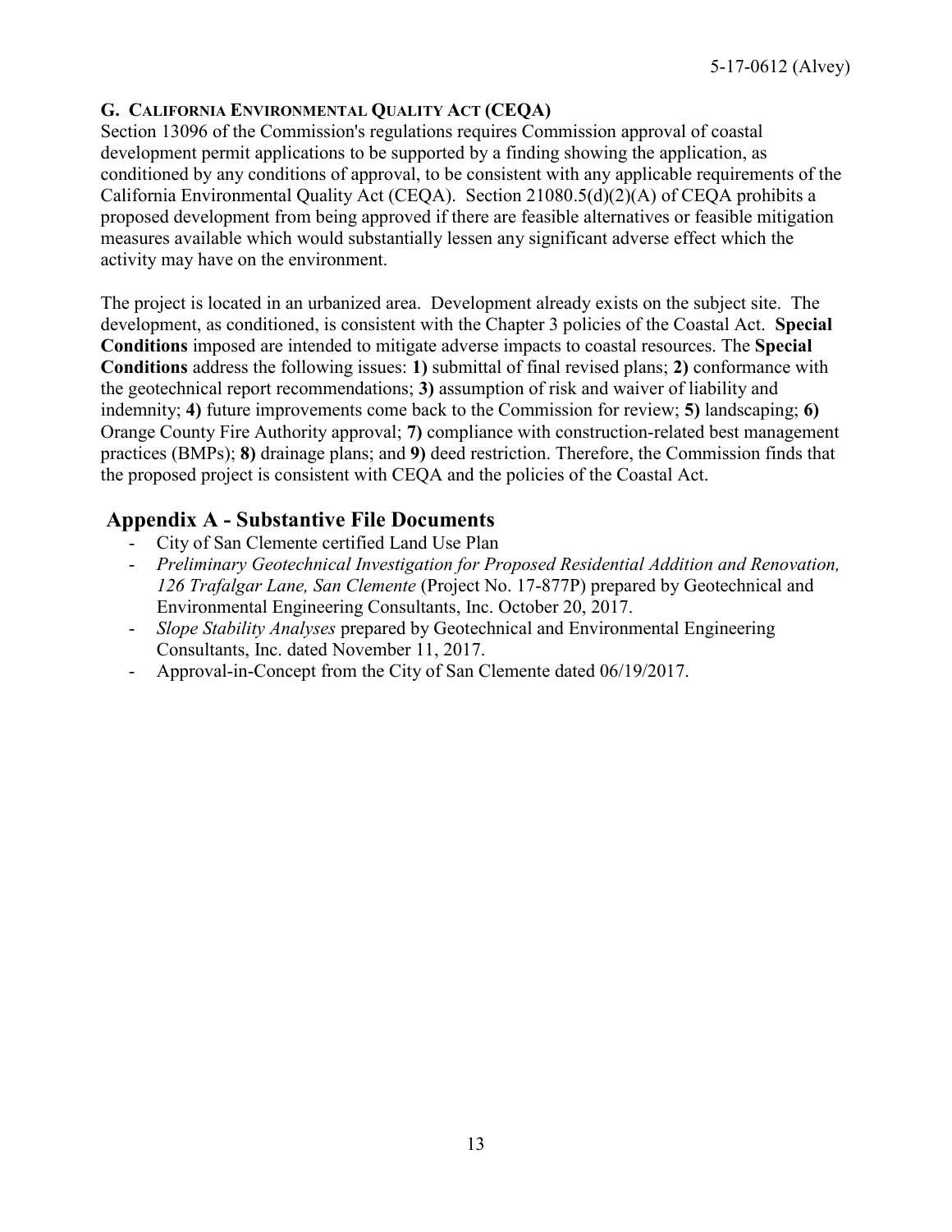### G. California Environmental Quality Act (CEQA)

Section 13096 of the Commission's regulations requires Commission approval of coastal development permit applications to be supported by a finding showing the application, as conditioned by any conditions of approval, to be consistent with any applicable requirements of the California Environmental Quality Act (CEQA). Section 21080.5(d)(2)(A) of CEQA prohibits a proposed development from being approved if there are feasible alternatives or feasible mitigation measures available which would substantially lessen any significant adverse effect which the activity may have on the environment.

The project is located in an urbanized area. Development already exists on the subject site. The development, as conditioned, is consistent with the Chapter 3 policies of the Coastal Act. **Special Conditions** imposed are intended to mitigate adverse impacts to coastal resources. The **Special Conditions** address the following issues: **1)** submittal of final revised plans; **2)** conformance with the geotechnical report recommendations; **3)** assumption of risk and waiver of liability and indemnity; **4)** future improvements come back to the Commission for review; **5)** landscaping; **6)** Orange County Fire Authority approval; **7)** compliance with construction-related best management practices (BMPs); **8)** drainage plans; and **9)** deed restriction. Therefore, the Commission finds that the proposed project is consistent with CEQA and the policies of the Coastal Act.

## Appendix A - Substantive File Documents

- City of San Clemente certified Land Use Plan
- *Preliminary Geotechnical Investigation for Proposed Residential Addition and Renovation, 126 Trafalgar Lane, San Clemente* (Project No. 17-877P) prepared by Geotechnical and Environmental Engineering Consultants, Inc. October 20, 2017.
- *Slope Stability Analyses* prepared by Geotechnical and Environmental Engineering Consultants, Inc. dated November 11, 2017.
- Approval-in-Concept from the City of San Clemente dated 06/19/2017.